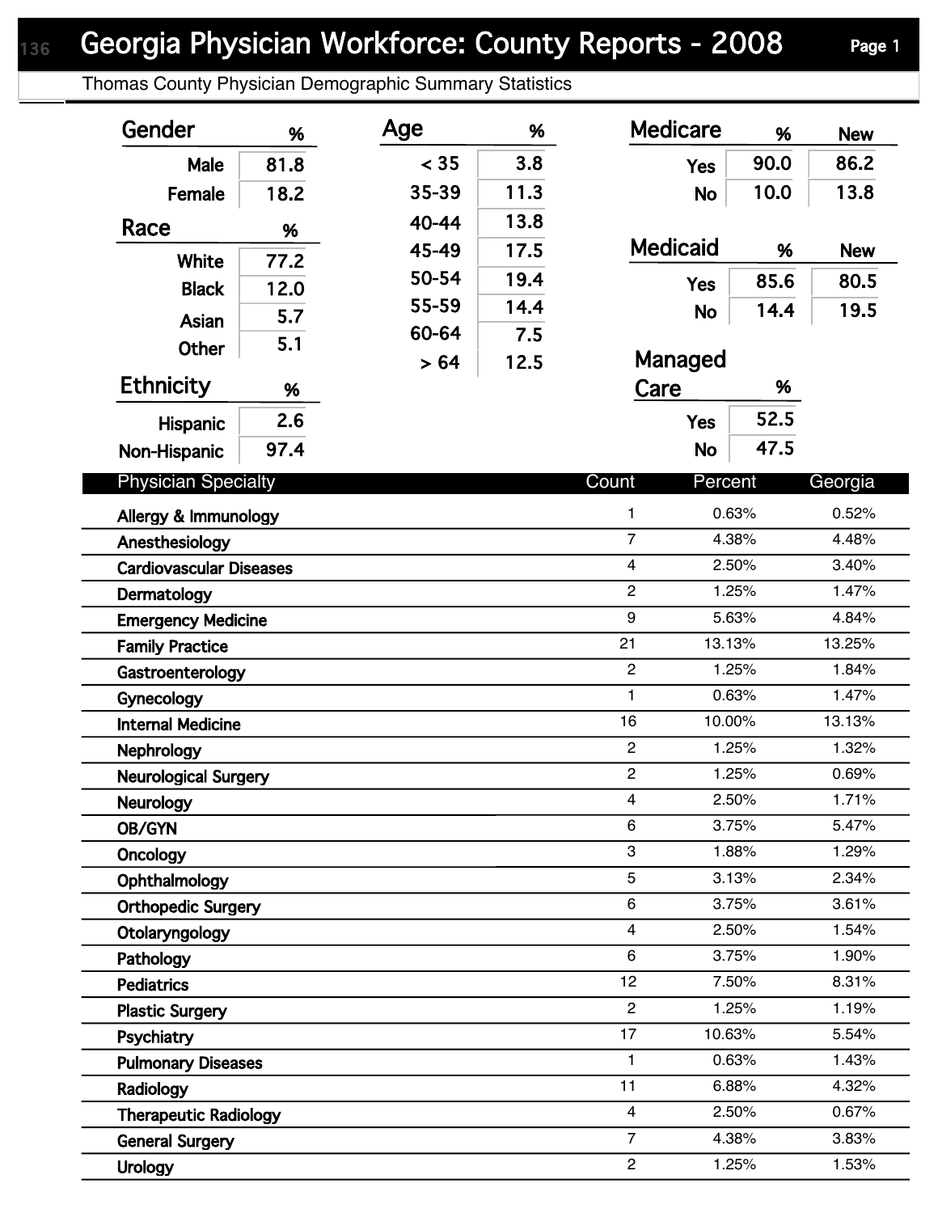# Georgia Physician Workforce: County Reports - 2008

Thomas County Physician Demographic Summary Statistics

## Gender

| Gender | % |
|---|---|
| Male | 81.8 |
| Female | 18.2 |

## Race

| Race | % |
|---|---|
| White | 77.2 |
| Black | 12.0 |
| Asian | 5.7 |
| Other | 5.1 |

## Ethnicity

| Ethnicity | % |
|---|---|
| Hispanic | 2.6 |
| Non-Hispanic | 97.4 |

## Age

| Age | % |
|---|---|
| < 35 | 3.8 |
| 35-39 | 11.3 |
| 40-44 | 13.8 |
| 45-49 | 17.5 |
| 50-54 | 19.4 |
| 55-59 | 14.4 |
| 60-64 | 7.5 |
| > 64 | 12.5 |

## Medicare

| Medicare | % | New |
|---|---|---|
| Yes | 90.0 | 86.2 |
| No | 10.0 | 13.8 |

## Medicaid

| Medicaid | % | New |
|---|---|---|
| Yes | 85.6 | 80.5 |
| No | 14.4 | 19.5 |

## Managed Care

| Managed Care | % |
|---|---|
| Yes | 52.5 |
| No | 47.5 |

## Physician Specialty

| Physician Specialty | Count | Percent | Georgia |
|---|---|---|---|
| Allergy & Immunology | 1 | 0.63% | 0.52% |
| Anesthesiology | 7 | 4.38% | 4.48% |
| Cardiovascular Diseases | 4 | 2.50% | 3.40% |
| Dermatology | 2 | 1.25% | 1.47% |
| Emergency Medicine | 9 | 5.63% | 4.84% |
| Family Practice | 21 | 13.13% | 13.25% |
| Gastroenterology | 2 | 1.25% | 1.84% |
| Gynecology | 1 | 0.63% | 1.47% |
| Internal Medicine | 16 | 10.00% | 13.13% |
| Nephrology | 2 | 1.25% | 1.32% |
| Neurological Surgery | 2 | 1.25% | 0.69% |
| Neurology | 4 | 2.50% | 1.71% |
| OB/GYN | 6 | 3.75% | 5.47% |
| Oncology | 3 | 1.88% | 1.29% |
| Ophthalmology | 5 | 3.13% | 2.34% |
| Orthopedic Surgery | 6 | 3.75% | 3.61% |
| Otolaryngology | 4 | 2.50% | 1.54% |
| Pathology | 6 | 3.75% | 1.90% |
| Pediatrics | 12 | 7.50% | 8.31% |
| Plastic Surgery | 2 | 1.25% | 1.19% |
| Psychiatry | 17 | 10.63% | 5.54% |
| Pulmonary Diseases | 1 | 0.63% | 1.43% |
| Radiology | 11 | 6.88% | 4.32% |
| Therapeutic Radiology | 4 | 2.50% | 0.67% |
| General Surgery | 7 | 4.38% | 3.83% |
| Urology | 2 | 1.25% | 1.53% |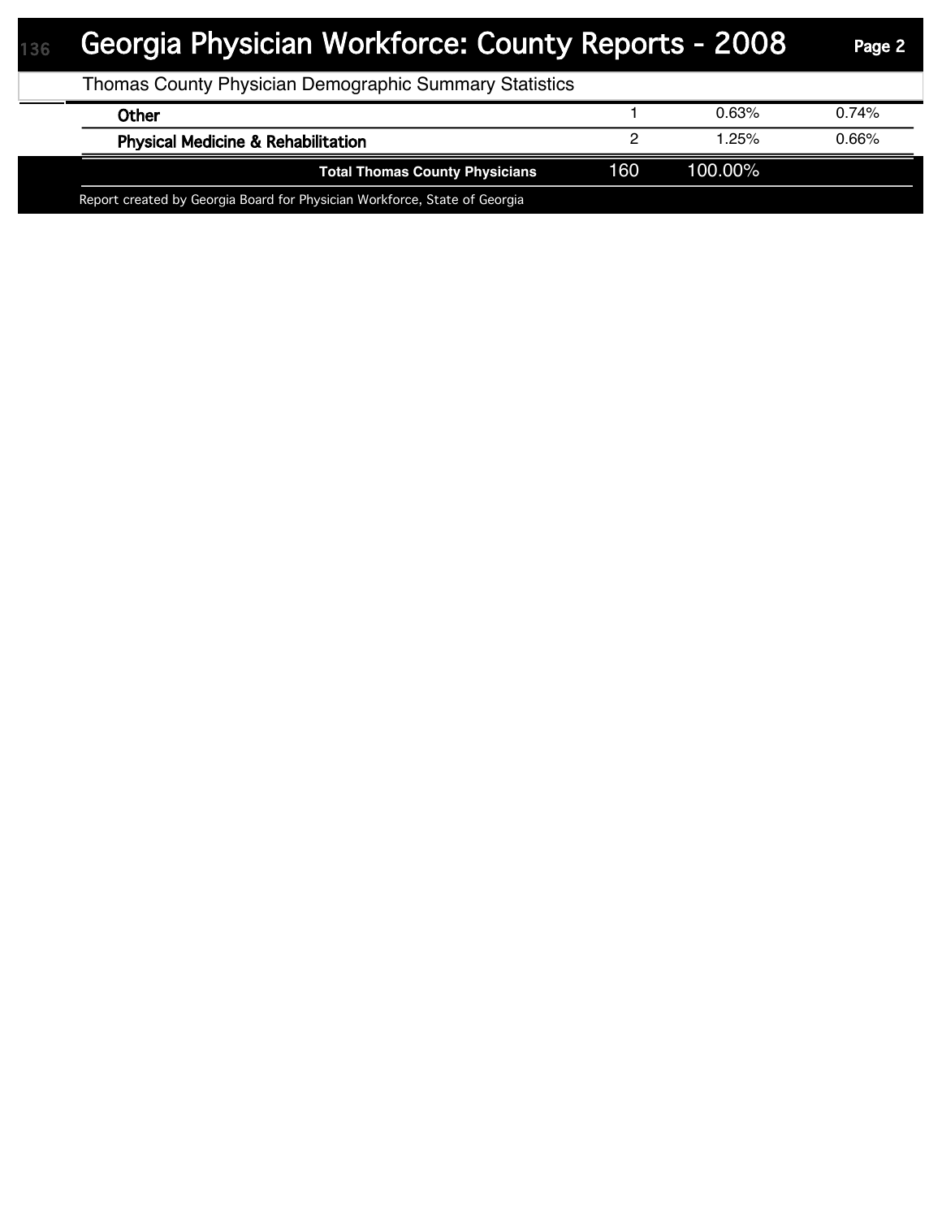## Thomas County Physician Demographic Summary Statistics

| | | | |
|---|---|---|---|
| **Other** | 1 | 0.63% | 0.74% |
| **Physical Medicine & Rehabilitation** | 2 | 1.25% | 0.66% |
| **Total Thomas County Physicians** | 160 | 100.00% | |

Report created by Georgia Board for Physician Workforce, State of Georgia